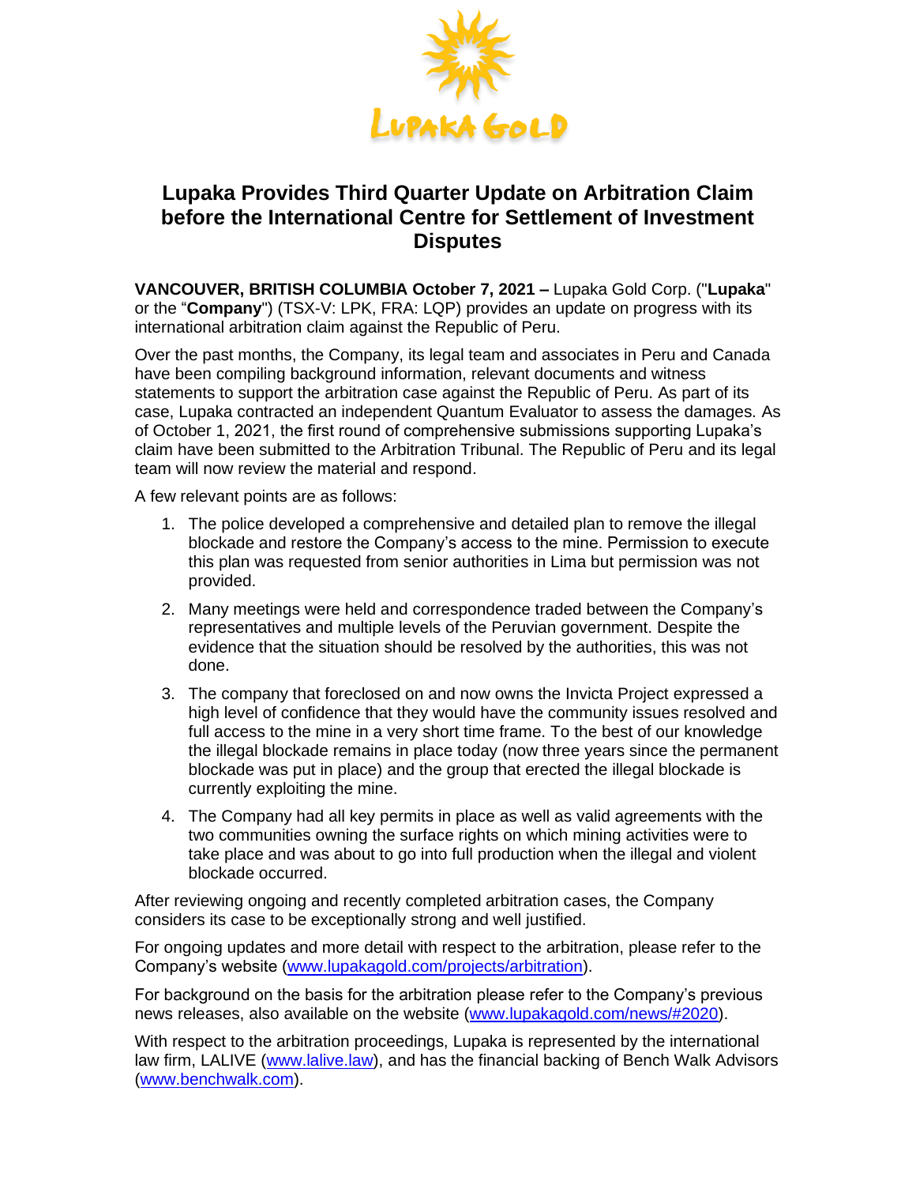# Lupaka Provides Third Quarter Update on Arbitration Claim before the International Centre for Settlement of Investment Disputes

**VANCOUVER, BRITISH COLUMBIA October 7, 2021 –** Lupaka Gold Corp. ("**Lupaka**" or the "**Company**") (TSX-V: LPK, FRA: LQP) provides an update on progress with its international arbitration claim against the Republic of Peru.

Over the past months, the Company, its legal team and associates in Peru and Canada have been compiling background information, relevant documents and witness statements to support the arbitration case against the Republic of Peru. As part of its case, Lupaka contracted an independent Quantum Evaluator to assess the damages. As of October 1, 2021, the first round of comprehensive submissions supporting Lupaka's claim have been submitted to the Arbitration Tribunal. The Republic of Peru and its legal team will now review the material and respond.

A few relevant points are as follows:

1. The police developed a comprehensive and detailed plan to remove the illegal blockade and restore the Company's access to the mine. Permission to execute this plan was requested from senior authorities in Lima but permission was not provided.
2. Many meetings were held and correspondence traded between the Company's representatives and multiple levels of the Peruvian government. Despite the evidence that the situation should be resolved by the authorities, this was not done.
3. The company that foreclosed on and now owns the Invicta Project expressed a high level of confidence that they would have the community issues resolved and full access to the mine in a very short time frame. To the best of our knowledge the illegal blockade remains in place today (now three years since the permanent blockade was put in place) and the group that erected the illegal blockade is currently exploiting the mine.
4. The Company had all key permits in place as well as valid agreements with the two communities owning the surface rights on which mining activities were to take place and was about to go into full production when the illegal and violent blockade occurred.

After reviewing ongoing and recently completed arbitration cases, the Company considers its case to be exceptionally strong and well justified.

For ongoing updates and more detail with respect to the arbitration, please refer to the Company's website (www.lupakagold.com/projects/arbitration).

For background on the basis for the arbitration please refer to the Company's previous news releases, also available on the website (www.lupakagold.com/news/#2020).

With respect to the arbitration proceedings, Lupaka is represented by the international law firm, LALIVE (www.lalive.law), and has the financial backing of Bench Walk Advisors (www.benchwalk.com).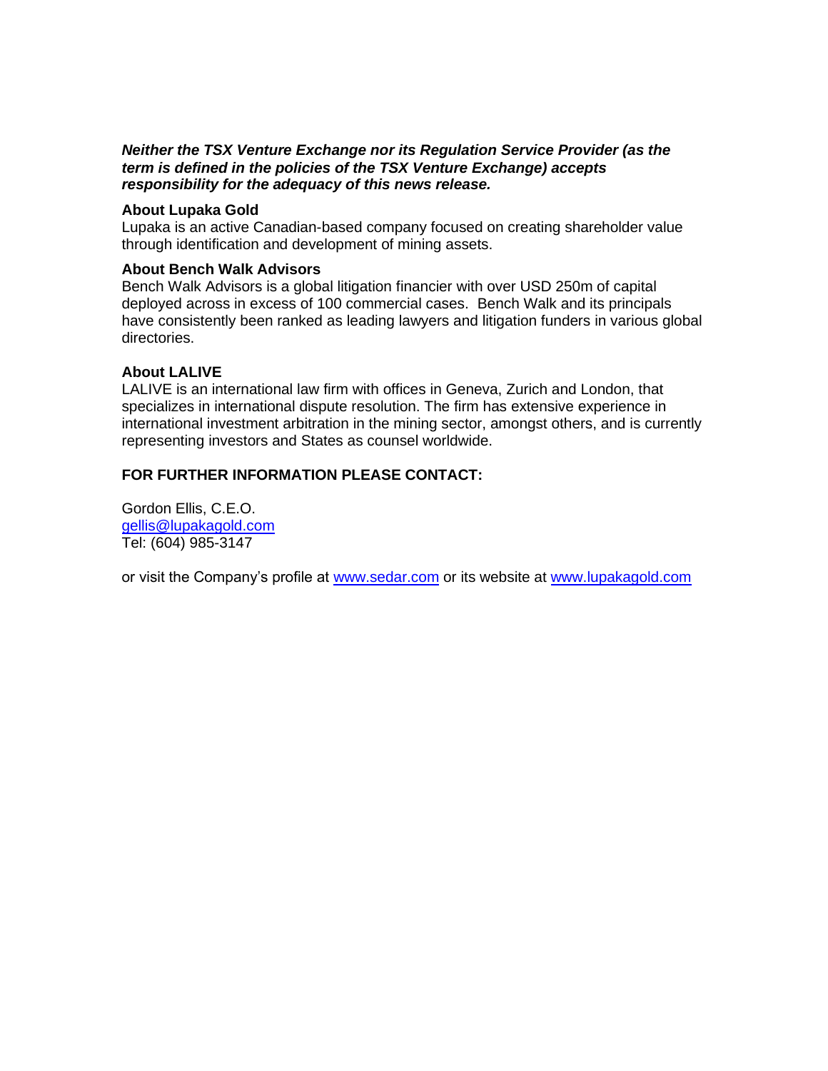***Neither the TSX Venture Exchange nor its Regulation Service Provider (as the term is defined in the policies of the TSX Venture Exchange) accepts responsibility for the adequacy of this news release.***

**About Lupaka Gold**

Lupaka is an active Canadian-based company focused on creating shareholder value through identification and development of mining assets.

**About Bench Walk Advisors**

Bench Walk Advisors is a global litigation financier with over USD 250m of capital deployed across in excess of 100 commercial cases. Bench Walk and its principals have consistently been ranked as leading lawyers and litigation funders in various global directories.

**About LALIVE**

LALIVE is an international law firm with offices in Geneva, Zurich and London, that specializes in international dispute resolution. The firm has extensive experience in international investment arbitration in the mining sector, amongst others, and is currently representing investors and States as counsel worldwide.

**FOR FURTHER INFORMATION PLEASE CONTACT:**

Gordon Ellis, C.E.O.
gellis@lupakagold.com
Tel: (604) 985-3147

or visit the Company's profile at www.sedar.com or its website at www.lupakagold.com